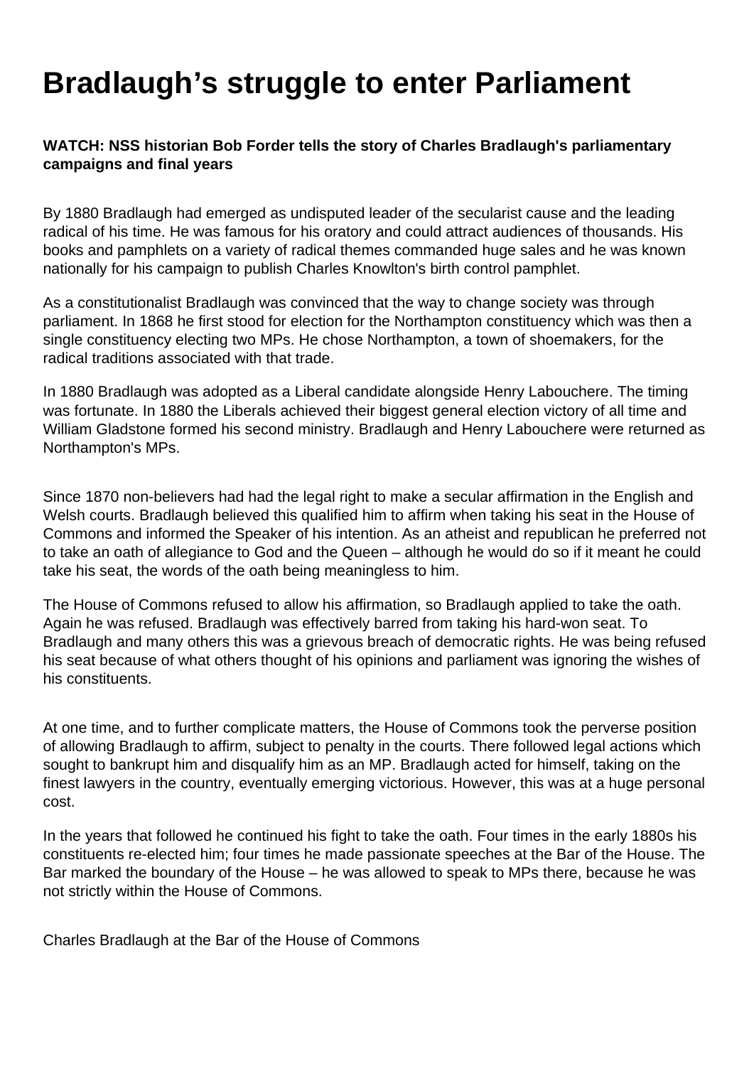# Bradlaugh's struggle to enter Parliament

**WATCH: NSS historian Bob Forder tells the story of Charles Bradlaugh's parliamentary campaigns and final years**

By 1880 Bradlaugh had emerged as undisputed leader of the secularist cause and the leading radical of his time. He was famous for his oratory and could attract audiences of thousands. His books and pamphlets on a variety of radical themes commanded huge sales and he was known nationally for his campaign to publish Charles Knowlton's birth control pamphlet.

As a constitutionalist Bradlaugh was convinced that the way to change society was through parliament. In 1868 he first stood for election for the Northampton constituency which was then a single constituency electing two MPs. He chose Northampton, a town of shoemakers, for the radical traditions associated with that trade.

In 1880 Bradlaugh was adopted as a Liberal candidate alongside Henry Labouchere. The timing was fortunate. In 1880 the Liberals achieved their biggest general election victory of all time and William Gladstone formed his second ministry. Bradlaugh and Henry Labouchere were returned as Northampton's MPs.

Since 1870 non-believers had had the legal right to make a secular affirmation in the English and Welsh courts. Bradlaugh believed this qualified him to affirm when taking his seat in the House of Commons and informed the Speaker of his intention. As an atheist and republican he preferred not to take an oath of allegiance to God and the Queen – although he would do so if it meant he could take his seat, the words of the oath being meaningless to him.

The House of Commons refused to allow his affirmation, so Bradlaugh applied to take the oath. Again he was refused. Bradlaugh was effectively barred from taking his hard-won seat. To Bradlaugh and many others this was a grievous breach of democratic rights. He was being refused his seat because of what others thought of his opinions and parliament was ignoring the wishes of his constituents.

At one time, and to further complicate matters, the House of Commons took the perverse position of allowing Bradlaugh to affirm, subject to penalty in the courts. There followed legal actions which sought to bankrupt him and disqualify him as an MP. Bradlaugh acted for himself, taking on the finest lawyers in the country, eventually emerging victorious. However, this was at a huge personal cost.

In the years that followed he continued his fight to take the oath. Four times in the early 1880s his constituents re-elected him; four times he made passionate speeches at the Bar of the House. The Bar marked the boundary of the House – he was allowed to speak to MPs there, because he was not strictly within the House of Commons.

Charles Bradlaugh at the Bar of the House of Commons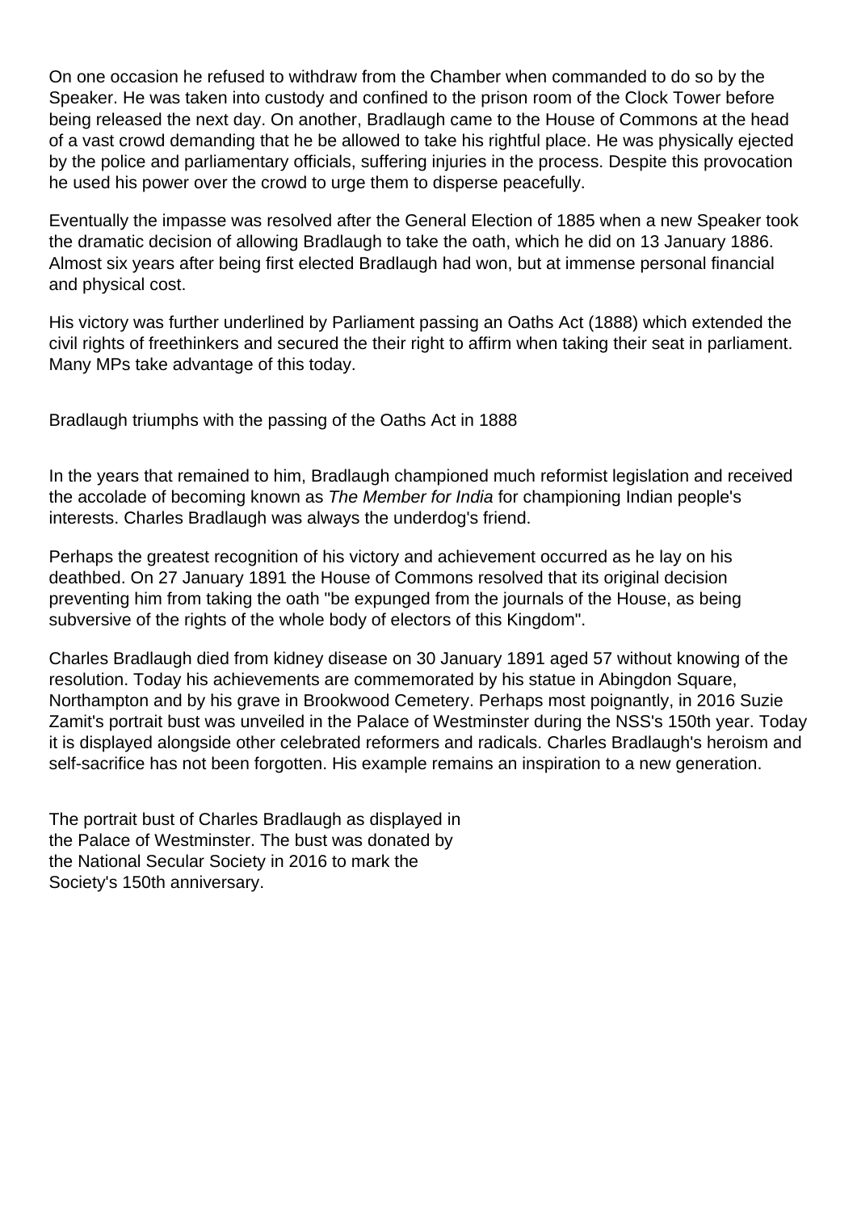On one occasion he refused to withdraw from the Chamber when commanded to do so by the Speaker. He was taken into custody and confined to the prison room of the Clock Tower before being released the next day. On another, Bradlaugh came to the House of Commons at the head of a vast crowd demanding that he be allowed to take his rightful place. He was physically ejected by the police and parliamentary officials, suffering injuries in the process. Despite this provocation he used his power over the crowd to urge them to disperse peacefully.

Eventually the impasse was resolved after the General Election of 1885 when a new Speaker took the dramatic decision of allowing Bradlaugh to take the oath, which he did on 13 January 1886. Almost six years after being first elected Bradlaugh had won, but at immense personal financial and physical cost.

His victory was further underlined by Parliament passing an Oaths Act (1888) which extended the civil rights of freethinkers and secured the their right to affirm when taking their seat in parliament. Many MPs take advantage of this today.

Bradlaugh triumphs with the passing of the Oaths Act in 1888

In the years that remained to him, Bradlaugh championed much reformist legislation and received the accolade of becoming known as *The Member for India* for championing Indian people's interests. Charles Bradlaugh was always the underdog's friend.

Perhaps the greatest recognition of his victory and achievement occurred as he lay on his deathbed. On 27 January 1891 the House of Commons resolved that its original decision preventing him from taking the oath "be expunged from the journals of the House, as being subversive of the rights of the whole body of electors of this Kingdom".

Charles Bradlaugh died from kidney disease on 30 January 1891 aged 57 without knowing of the resolution. Today his achievements are commemorated by his statue in Abingdon Square, Northampton and by his grave in Brookwood Cemetery. Perhaps most poignantly, in 2016 Suzie Zamit's portrait bust was unveiled in the Palace of Westminster during the NSS's 150th year. Today it is displayed alongside other celebrated reformers and radicals. Charles Bradlaugh's heroism and self-sacrifice has not been forgotten. His example remains an inspiration to a new generation.

The portrait bust of Charles Bradlaugh as displayed in the Palace of Westminster. The bust was donated by the National Secular Society in 2016 to mark the Society's 150th anniversary.